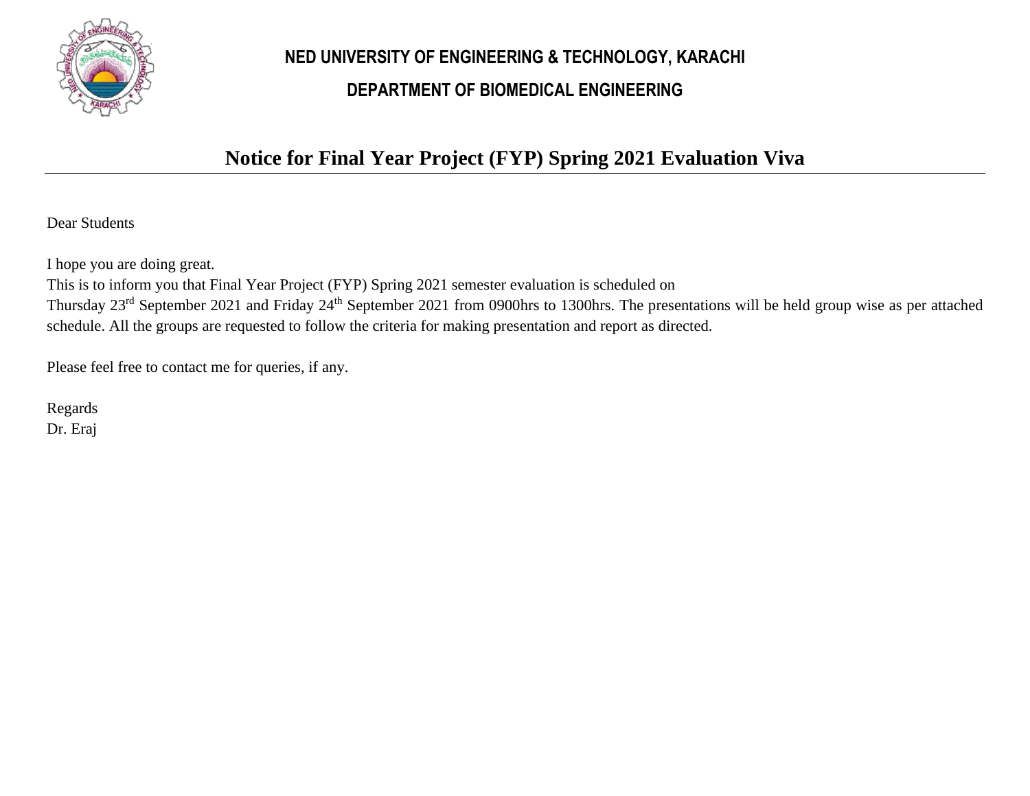**NED UNIVERSITY OF ENGINEERING & TECHNOLOGY, KARACHI**

**DEPARTMENT OF BIOMEDICAL ENGINEERING**

# Notice for Final Year Project (FYP) Spring 2021 Evaluation Viva

Dear Students

I hope you are doing great.
This is to inform you that Final Year Project (FYP) Spring 2021 semester evaluation is scheduled on
Thursday 23rd September 2021 and Friday 24th September 2021 from 0900hrs to 1300hrs. The presentations will be held group wise as per attached schedule. All the groups are requested to follow the criteria for making presentation and report as directed.

Please feel free to contact me for queries, if any.

Regards
Dr. Eraj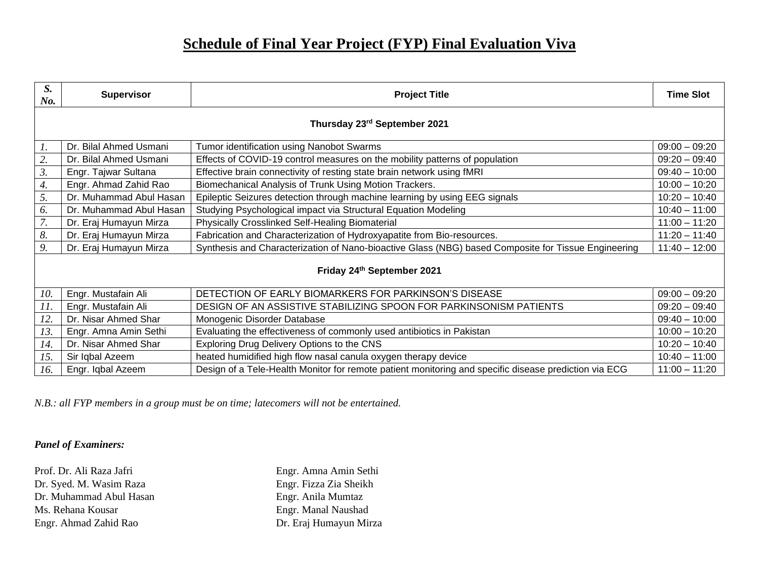# Schedule of Final Year Project (FYP) Final Evaluation Viva

| *S. No.* | Supervisor | Project Title | Time Slot |
|---|---|---|---|
| **Thursday 23rd September 2021** | | | |
| *1.* | Dr. Bilal Ahmed Usmani | Tumor identification using Nanobot Swarms | 09:00 – 09:20 |
| *2.* | Dr. Bilal Ahmed Usmani | Effects of COVID-19 control measures on the mobility patterns of population | 09:20 – 09:40 |
| *3.* | Engr. Tajwar Sultana | Effective brain connectivity of resting state brain network using fMRI | 09:40 – 10:00 |
| *4.* | Engr. Ahmad Zahid Rao | Biomechanical Analysis of Trunk Using Motion Trackers. | 10:00 – 10:20 |
| *5.* | Dr. Muhammad Abul Hasan | Epileptic Seizures detection through machine learning by using EEG signals | 10:20 – 10:40 |
| *6.* | Dr. Muhammad Abul Hasan | Studying Psychological impact via Structural Equation Modeling | 10:40 – 11:00 |
| *7.* | Dr. Eraj Humayun Mirza | Physically Crosslinked Self-Healing Biomaterial | 11:00 – 11:20 |
| *8.* | Dr. Eraj Humayun Mirza | Fabrication and Characterization of Hydroxyapatite from Bio-resources. | 11:20 – 11:40 |
| *9.* | Dr. Eraj Humayun Mirza | Synthesis and Characterization of Nano-bioactive Glass (NBG) based Composite for Tissue Engineering | 11:40 – 12:00 |
| **Friday 24th September 2021** | | | |
| *10.* | Engr. Mustafain Ali | DETECTION OF EARLY BIOMARKERS FOR PARKINSON'S DISEASE | 09:00 – 09:20 |
| *11.* | Engr. Mustafain Ali | DESIGN OF AN ASSISTIVE STABILIZING SPOON FOR PARKINSONISM PATIENTS | 09:20 – 09:40 |
| *12.* | Dr. Nisar Ahmed Shar | Monogenic Disorder Database | 09:40 – 10:00 |
| *13.* | Engr. Amna Amin Sethi | Evaluating the effectiveness of commonly used antibiotics in Pakistan | 10:00 – 10:20 |
| *14.* | Dr. Nisar Ahmed Shar | Exploring Drug Delivery Options to the CNS | 10:20 – 10:40 |
| *15.* | Sir Iqbal Azeem | heated humidified high flow nasal canula oxygen therapy device | 10:40 – 11:00 |
| *16.* | Engr. Iqbal Azeem | Design of a Tele-Health Monitor for remote patient monitoring and specific disease prediction via ECG | 11:00 – 11:20 |

*N.B.: all FYP members in a group must be on time; latecomers will not be entertained.*

***Panel of Examiners:***

Prof. Dr. Ali Raza Jafri
Dr. Syed. M. Wasim Raza
Dr. Muhammad Abul Hasan
Ms. Rehana Kousar
Engr. Ahmad Zahid Rao
Engr. Amna Amin Sethi
Engr. Fizza Zia Sheikh
Engr. Anila Mumtaz
Engr. Manal Naushad
Dr. Eraj Humayun Mirza